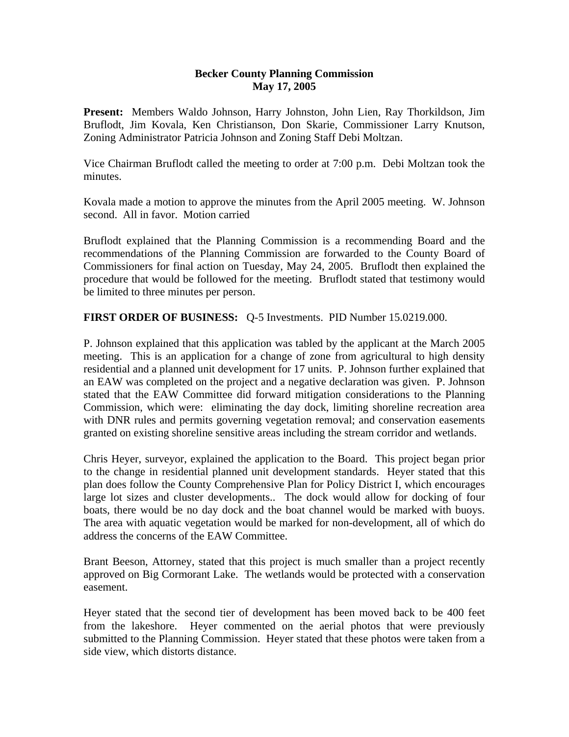**Becker County Planning Commission**
**May 17, 2005**

**Present:** Members Waldo Johnson, Harry Johnston, John Lien, Ray Thorkildson, Jim Bruflodt, Jim Kovala, Ken Christianson, Don Skarie, Commissioner Larry Knutson, Zoning Administrator Patricia Johnson and Zoning Staff Debi Moltzan.

Vice Chairman Bruflodt called the meeting to order at 7:00 p.m. Debi Moltzan took the minutes.

Kovala made a motion to approve the minutes from the April 2005 meeting. W. Johnson second. All in favor. Motion carried

Bruflodt explained that the Planning Commission is a recommending Board and the recommendations of the Planning Commission are forwarded to the County Board of Commissioners for final action on Tuesday, May 24, 2005. Bruflodt then explained the procedure that would be followed for the meeting. Bruflodt stated that testimony would be limited to three minutes per person.

**FIRST ORDER OF BUSINESS:** Q-5 Investments. PID Number 15.0219.000.

P. Johnson explained that this application was tabled by the applicant at the March 2005 meeting. This is an application for a change of zone from agricultural to high density residential and a planned unit development for 17 units. P. Johnson further explained that an EAW was completed on the project and a negative declaration was given. P. Johnson stated that the EAW Committee did forward mitigation considerations to the Planning Commission, which were: eliminating the day dock, limiting shoreline recreation area with DNR rules and permits governing vegetation removal; and conservation easements granted on existing shoreline sensitive areas including the stream corridor and wetlands.

Chris Heyer, surveyor, explained the application to the Board. This project began prior to the change in residential planned unit development standards. Heyer stated that this plan does follow the County Comprehensive Plan for Policy District I, which encourages large lot sizes and cluster developments.. The dock would allow for docking of four boats, there would be no day dock and the boat channel would be marked with buoys. The area with aquatic vegetation would be marked for non-development, all of which do address the concerns of the EAW Committee.

Brant Beeson, Attorney, stated that this project is much smaller than a project recently approved on Big Cormorant Lake. The wetlands would be protected with a conservation easement.

Heyer stated that the second tier of development has been moved back to be 400 feet from the lakeshore. Heyer commented on the aerial photos that were previously submitted to the Planning Commission. Heyer stated that these photos were taken from a side view, which distorts distance.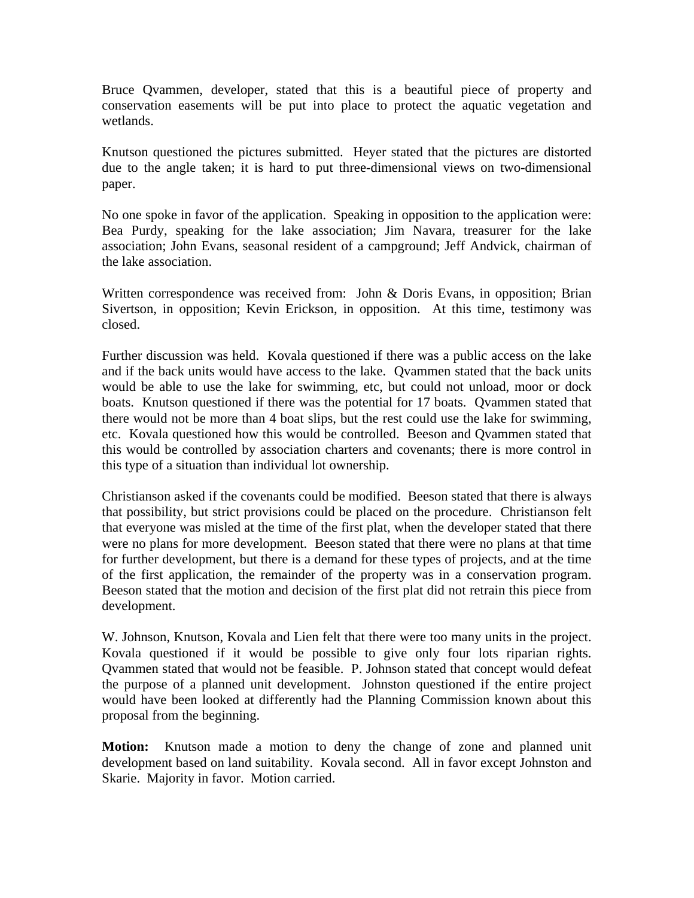Bruce Qvammen, developer, stated that this is a beautiful piece of property and conservation easements will be put into place to protect the aquatic vegetation and wetlands.

Knutson questioned the pictures submitted. Heyer stated that the pictures are distorted due to the angle taken; it is hard to put three-dimensional views on two-dimensional paper.

No one spoke in favor of the application. Speaking in opposition to the application were: Bea Purdy, speaking for the lake association; Jim Navara, treasurer for the lake association; John Evans, seasonal resident of a campground; Jeff Andvick, chairman of the lake association.

Written correspondence was received from: John & Doris Evans, in opposition; Brian Sivertson, in opposition; Kevin Erickson, in opposition. At this time, testimony was closed.

Further discussion was held. Kovala questioned if there was a public access on the lake and if the back units would have access to the lake. Qvammen stated that the back units would be able to use the lake for swimming, etc, but could not unload, moor or dock boats. Knutson questioned if there was the potential for 17 boats. Qvammen stated that there would not be more than 4 boat slips, but the rest could use the lake for swimming, etc. Kovala questioned how this would be controlled. Beeson and Qvammen stated that this would be controlled by association charters and covenants; there is more control in this type of a situation than individual lot ownership.

Christianson asked if the covenants could be modified. Beeson stated that there is always that possibility, but strict provisions could be placed on the procedure. Christianson felt that everyone was misled at the time of the first plat, when the developer stated that there were no plans for more development. Beeson stated that there were no plans at that time for further development, but there is a demand for these types of projects, and at the time of the first application, the remainder of the property was in a conservation program. Beeson stated that the motion and decision of the first plat did not retrain this piece from development.

W. Johnson, Knutson, Kovala and Lien felt that there were too many units in the project. Kovala questioned if it would be possible to give only four lots riparian rights. Qvammen stated that would not be feasible. P. Johnson stated that concept would defeat the purpose of a planned unit development. Johnston questioned if the entire project would have been looked at differently had the Planning Commission known about this proposal from the beginning.

**Motion:** Knutson made a motion to deny the change of zone and planned unit development based on land suitability. Kovala second. All in favor except Johnston and Skarie. Majority in favor. Motion carried.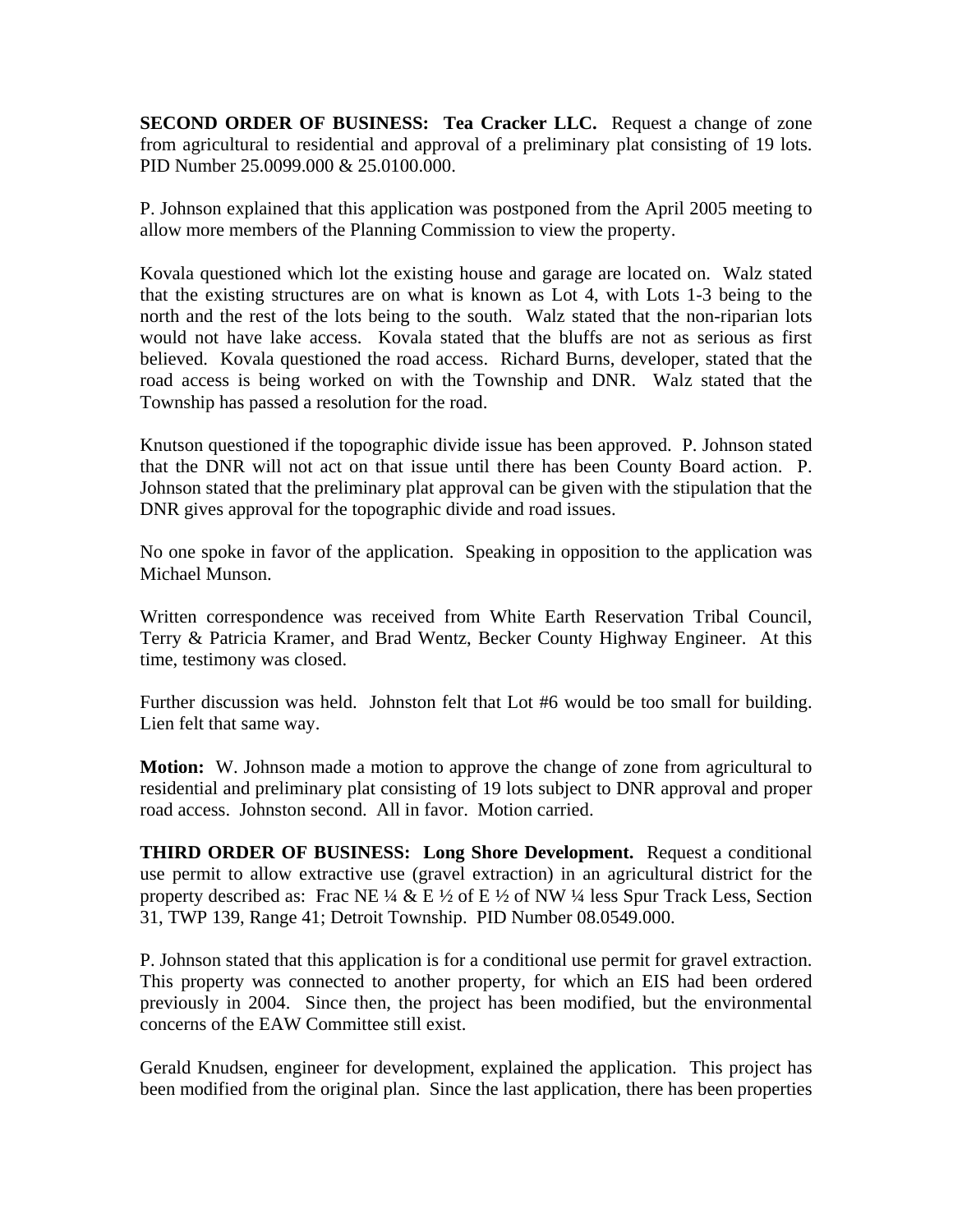**SECOND ORDER OF BUSINESS: Tea Cracker LLC.** Request a change of zone from agricultural to residential and approval of a preliminary plat consisting of 19 lots. PID Number 25.0099.000 & 25.0100.000.

P. Johnson explained that this application was postponed from the April 2005 meeting to allow more members of the Planning Commission to view the property.

Kovala questioned which lot the existing house and garage are located on. Walz stated that the existing structures are on what is known as Lot 4, with Lots 1-3 being to the north and the rest of the lots being to the south. Walz stated that the non-riparian lots would not have lake access. Kovala stated that the bluffs are not as serious as first believed. Kovala questioned the road access. Richard Burns, developer, stated that the road access is being worked on with the Township and DNR. Walz stated that the Township has passed a resolution for the road.

Knutson questioned if the topographic divide issue has been approved. P. Johnson stated that the DNR will not act on that issue until there has been County Board action. P. Johnson stated that the preliminary plat approval can be given with the stipulation that the DNR gives approval for the topographic divide and road issues.

No one spoke in favor of the application. Speaking in opposition to the application was Michael Munson.

Written correspondence was received from White Earth Reservation Tribal Council, Terry & Patricia Kramer, and Brad Wentz, Becker County Highway Engineer. At this time, testimony was closed.

Further discussion was held. Johnston felt that Lot #6 would be too small for building. Lien felt that same way.

**Motion:** W. Johnson made a motion to approve the change of zone from agricultural to residential and preliminary plat consisting of 19 lots subject to DNR approval and proper road access. Johnston second. All in favor. Motion carried.

**THIRD ORDER OF BUSINESS: Long Shore Development.** Request a conditional use permit to allow extractive use (gravel extraction) in an agricultural district for the property described as: Frac NE ¼ & E ½ of E ½ of NW ¼ less Spur Track Less, Section 31, TWP 139, Range 41; Detroit Township. PID Number 08.0549.000.

P. Johnson stated that this application is for a conditional use permit for gravel extraction. This property was connected to another property, for which an EIS had been ordered previously in 2004. Since then, the project has been modified, but the environmental concerns of the EAW Committee still exist.

Gerald Knudsen, engineer for development, explained the application. This project has been modified from the original plan. Since the last application, there has been properties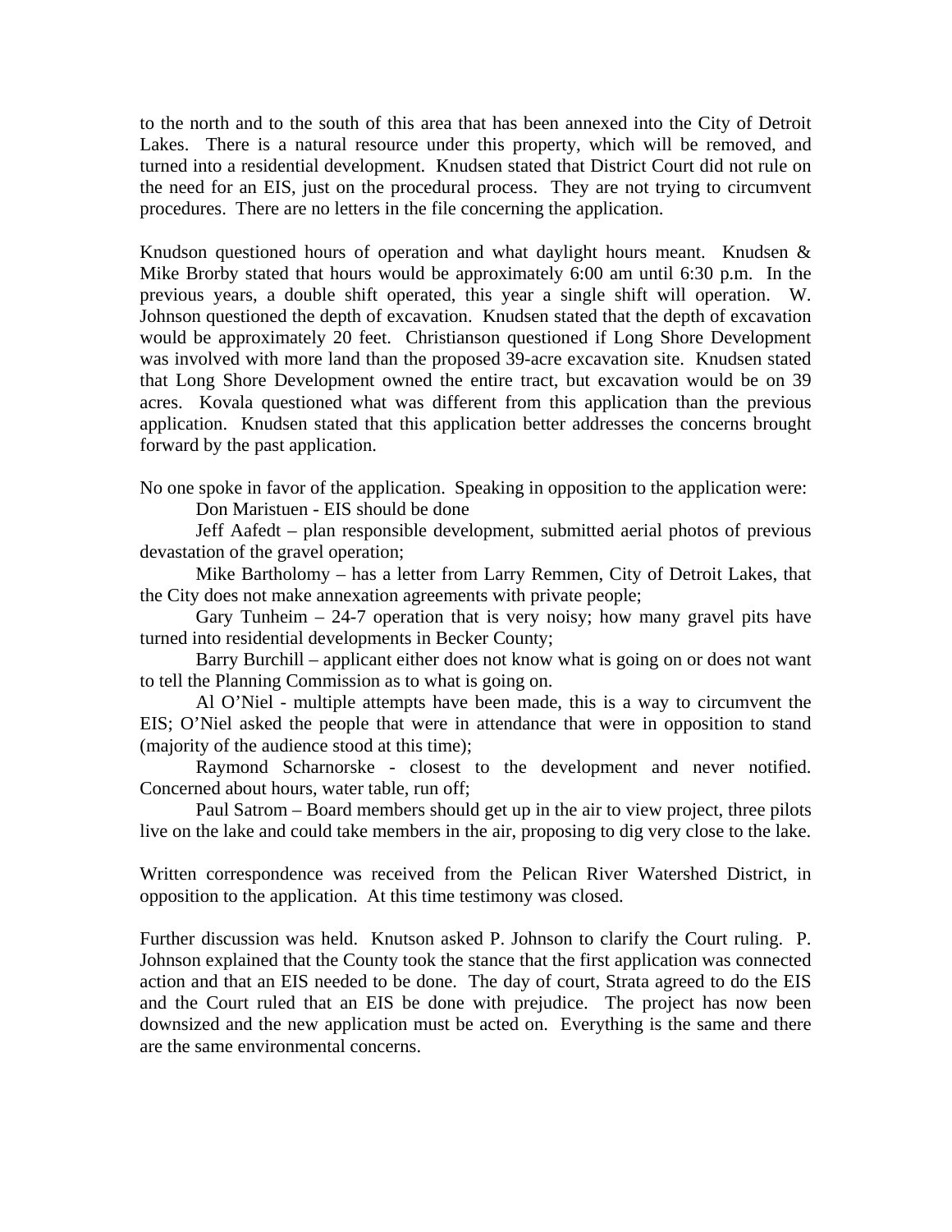to the north and to the south of this area that has been annexed into the City of Detroit Lakes. There is a natural resource under this property, which will be removed, and turned into a residential development. Knudsen stated that District Court did not rule on the need for an EIS, just on the procedural process. They are not trying to circumvent procedures. There are no letters in the file concerning the application.

Knudson questioned hours of operation and what daylight hours meant. Knudsen & Mike Brorby stated that hours would be approximately 6:00 am until 6:30 p.m. In the previous years, a double shift operated, this year a single shift will operation. W. Johnson questioned the depth of excavation. Knudsen stated that the depth of excavation would be approximately 20 feet. Christianson questioned if Long Shore Development was involved with more land than the proposed 39-acre excavation site. Knudsen stated that Long Shore Development owned the entire tract, but excavation would be on 39 acres. Kovala questioned what was different from this application than the previous application. Knudsen stated that this application better addresses the concerns brought forward by the past application.

No one spoke in favor of the application. Speaking in opposition to the application were:

Don Maristuen - EIS should be done

Jeff Aafedt – plan responsible development, submitted aerial photos of previous devastation of the gravel operation;

Mike Bartholomy – has a letter from Larry Remmen, City of Detroit Lakes, that the City does not make annexation agreements with private people;

Gary Tunheim – 24-7 operation that is very noisy; how many gravel pits have turned into residential developments in Becker County;

Barry Burchill – applicant either does not know what is going on or does not want to tell the Planning Commission as to what is going on.

Al O'Niel - multiple attempts have been made, this is a way to circumvent the EIS; O'Niel asked the people that were in attendance that were in opposition to stand (majority of the audience stood at this time);

Raymond Scharnorske - closest to the development and never notified. Concerned about hours, water table, run off;

Paul Satrom – Board members should get up in the air to view project, three pilots live on the lake and could take members in the air, proposing to dig very close to the lake.

Written correspondence was received from the Pelican River Watershed District, in opposition to the application. At this time testimony was closed.

Further discussion was held. Knutson asked P. Johnson to clarify the Court ruling. P. Johnson explained that the County took the stance that the first application was connected action and that an EIS needed to be done. The day of court, Strata agreed to do the EIS and the Court ruled that an EIS be done with prejudice. The project has now been downsized and the new application must be acted on. Everything is the same and there are the same environmental concerns.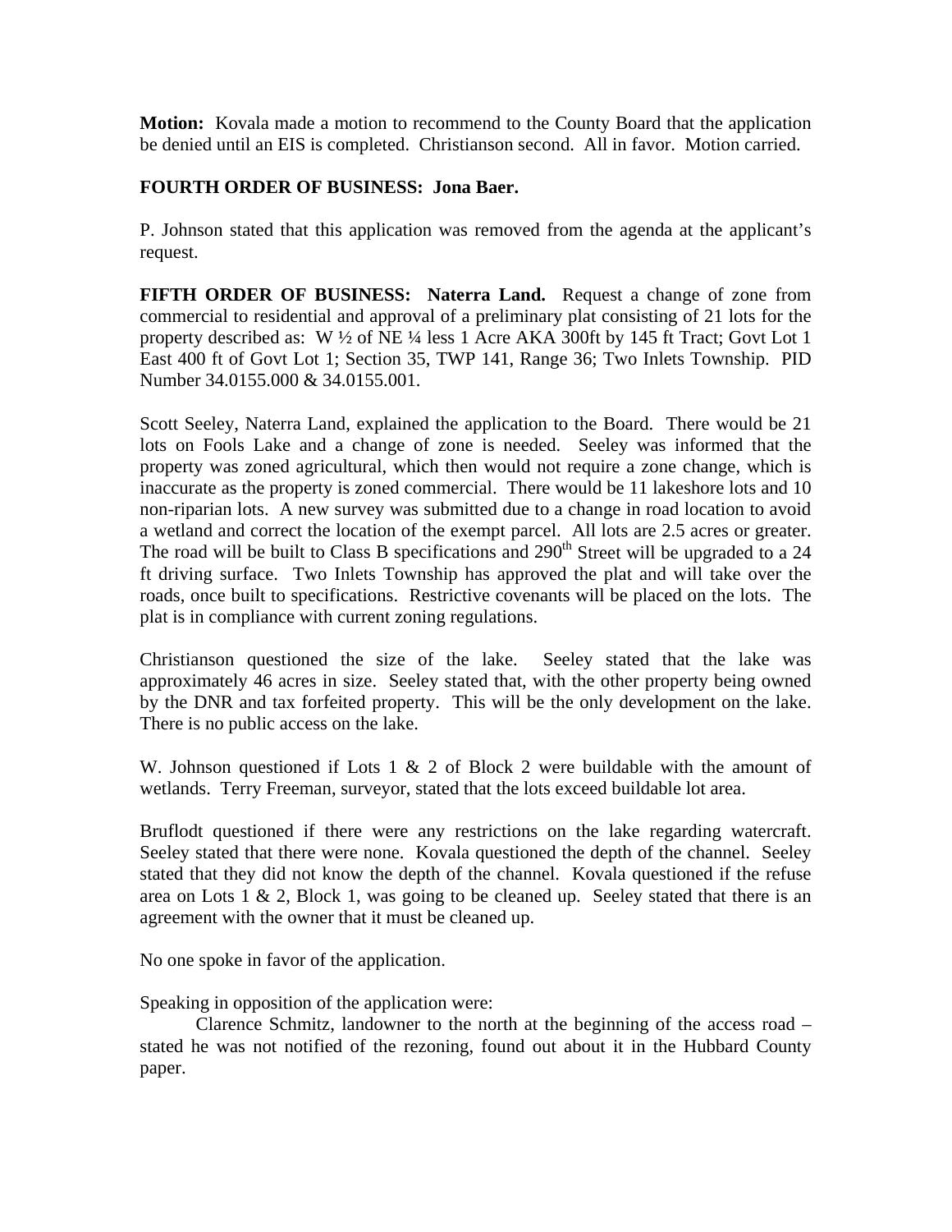**Motion:** Kovala made a motion to recommend to the County Board that the application be denied until an EIS is completed. Christianson second. All in favor. Motion carried.

**FOURTH ORDER OF BUSINESS: Jona Baer.**

P. Johnson stated that this application was removed from the agenda at the applicant's request.

**FIFTH ORDER OF BUSINESS: Naterra Land.** Request a change of zone from commercial to residential and approval of a preliminary plat consisting of 21 lots for the property described as: W ½ of NE ¼ less 1 Acre AKA 300ft by 145 ft Tract; Govt Lot 1 East 400 ft of Govt Lot 1; Section 35, TWP 141, Range 36; Two Inlets Township. PID Number 34.0155.000 & 34.0155.001.

Scott Seeley, Naterra Land, explained the application to the Board. There would be 21 lots on Fools Lake and a change of zone is needed. Seeley was informed that the property was zoned agricultural, which then would not require a zone change, which is inaccurate as the property is zoned commercial. There would be 11 lakeshore lots and 10 non-riparian lots. A new survey was submitted due to a change in road location to avoid a wetland and correct the location of the exempt parcel. All lots are 2.5 acres or greater. The road will be built to Class B specifications and 290th Street will be upgraded to a 24 ft driving surface. Two Inlets Township has approved the plat and will take over the roads, once built to specifications. Restrictive covenants will be placed on the lots. The plat is in compliance with current zoning regulations.

Christianson questioned the size of the lake. Seeley stated that the lake was approximately 46 acres in size. Seeley stated that, with the other property being owned by the DNR and tax forfeited property. This will be the only development on the lake. There is no public access on the lake.

W. Johnson questioned if Lots 1 & 2 of Block 2 were buildable with the amount of wetlands. Terry Freeman, surveyor, stated that the lots exceed buildable lot area.

Bruflodt questioned if there were any restrictions on the lake regarding watercraft. Seeley stated that there were none. Kovala questioned the depth of the channel. Seeley stated that they did not know the depth of the channel. Kovala questioned if the refuse area on Lots 1 & 2, Block 1, was going to be cleaned up. Seeley stated that there is an agreement with the owner that it must be cleaned up.

No one spoke in favor of the application.

Speaking in opposition of the application were:

Clarence Schmitz, landowner to the north at the beginning of the access road – stated he was not notified of the rezoning, found out about it in the Hubbard County paper.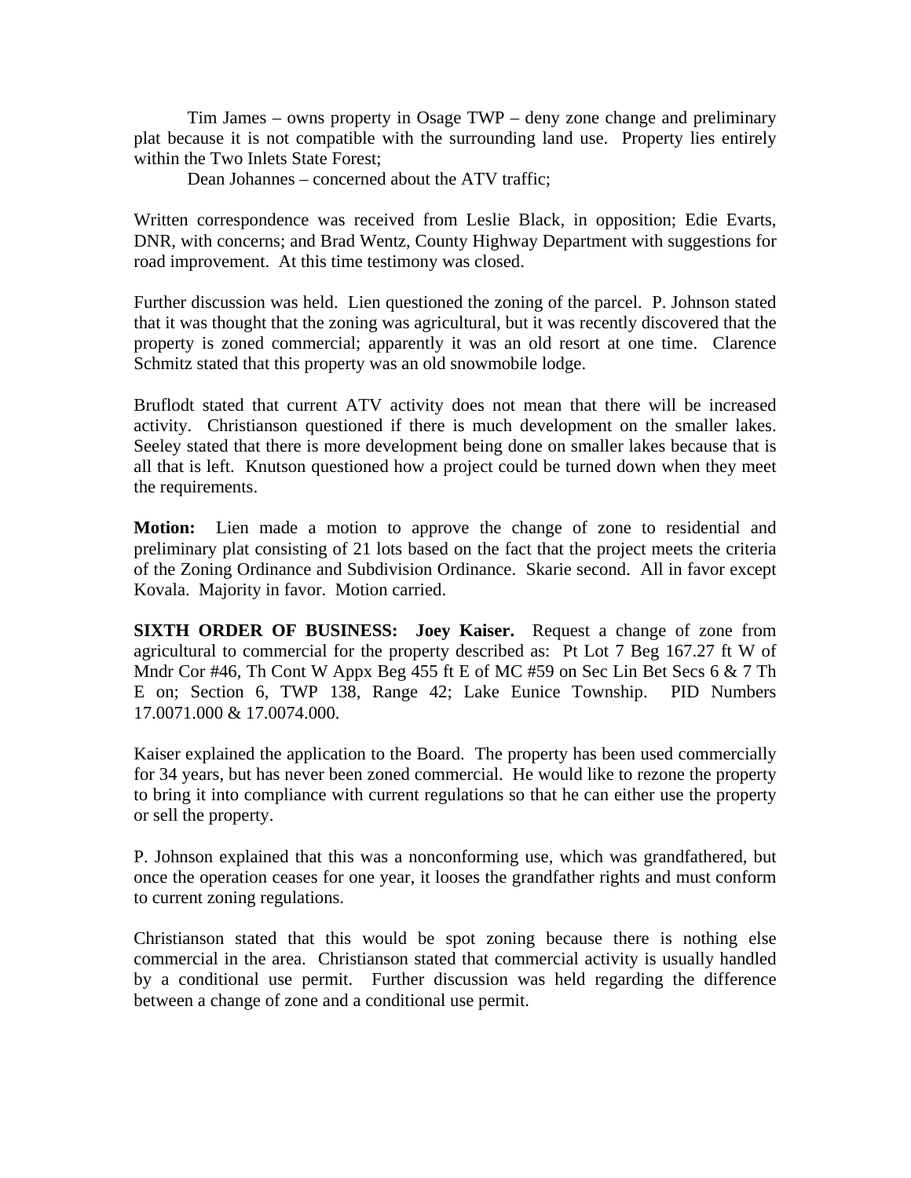Tim James – owns property in Osage TWP – deny zone change and preliminary plat because it is not compatible with the surrounding land use. Property lies entirely within the Two Inlets State Forest;

Dean Johannes – concerned about the ATV traffic;

Written correspondence was received from Leslie Black, in opposition; Edie Evarts, DNR, with concerns; and Brad Wentz, County Highway Department with suggestions for road improvement. At this time testimony was closed.

Further discussion was held. Lien questioned the zoning of the parcel. P. Johnson stated that it was thought that the zoning was agricultural, but it was recently discovered that the property is zoned commercial; apparently it was an old resort at one time. Clarence Schmitz stated that this property was an old snowmobile lodge.

Bruflodt stated that current ATV activity does not mean that there will be increased activity. Christianson questioned if there is much development on the smaller lakes. Seeley stated that there is more development being done on smaller lakes because that is all that is left. Knutson questioned how a project could be turned down when they meet the requirements.

**Motion:** Lien made a motion to approve the change of zone to residential and preliminary plat consisting of 21 lots based on the fact that the project meets the criteria of the Zoning Ordinance and Subdivision Ordinance. Skarie second. All in favor except Kovala. Majority in favor. Motion carried.

**SIXTH ORDER OF BUSINESS: Joey Kaiser.** Request a change of zone from agricultural to commercial for the property described as: Pt Lot 7 Beg 167.27 ft W of Mndr Cor #46, Th Cont W Appx Beg 455 ft E of MC #59 on Sec Lin Bet Secs 6 & 7 Th E on; Section 6, TWP 138, Range 42; Lake Eunice Township. PID Numbers 17.0071.000 & 17.0074.000.

Kaiser explained the application to the Board. The property has been used commercially for 34 years, but has never been zoned commercial. He would like to rezone the property to bring it into compliance with current regulations so that he can either use the property or sell the property.

P. Johnson explained that this was a nonconforming use, which was grandfathered, but once the operation ceases for one year, it looses the grandfather rights and must conform to current zoning regulations.

Christianson stated that this would be spot zoning because there is nothing else commercial in the area. Christianson stated that commercial activity is usually handled by a conditional use permit. Further discussion was held regarding the difference between a change of zone and a conditional use permit.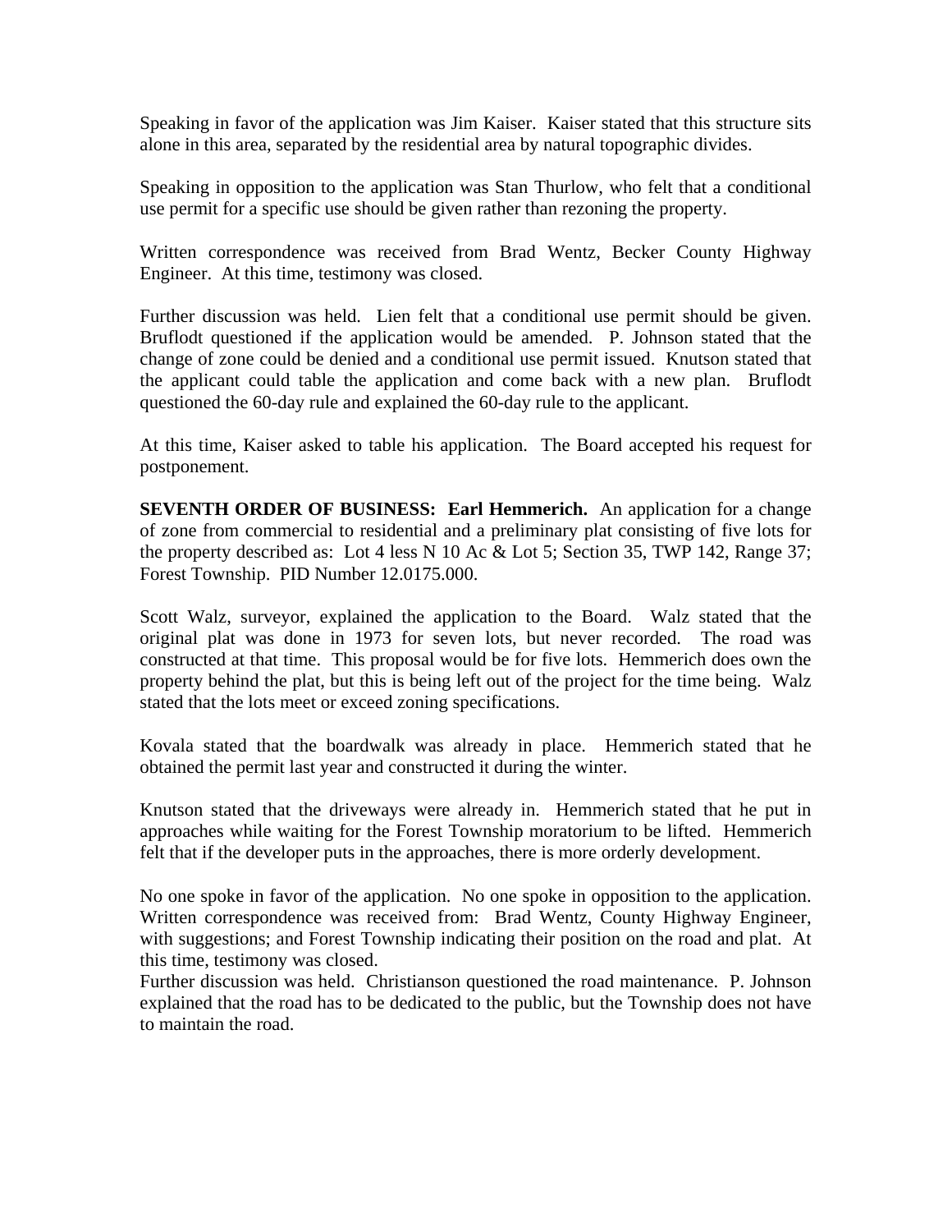Speaking in favor of the application was Jim Kaiser. Kaiser stated that this structure sits alone in this area, separated by the residential area by natural topographic divides.

Speaking in opposition to the application was Stan Thurlow, who felt that a conditional use permit for a specific use should be given rather than rezoning the property.

Written correspondence was received from Brad Wentz, Becker County Highway Engineer. At this time, testimony was closed.

Further discussion was held. Lien felt that a conditional use permit should be given. Bruflodt questioned if the application would be amended. P. Johnson stated that the change of zone could be denied and a conditional use permit issued. Knutson stated that the applicant could table the application and come back with a new plan. Bruflodt questioned the 60-day rule and explained the 60-day rule to the applicant.

At this time, Kaiser asked to table his application. The Board accepted his request for postponement.

**SEVENTH ORDER OF BUSINESS: Earl Hemmerich.** An application for a change of zone from commercial to residential and a preliminary plat consisting of five lots for the property described as: Lot 4 less N 10 Ac & Lot 5; Section 35, TWP 142, Range 37; Forest Township. PID Number 12.0175.000.

Scott Walz, surveyor, explained the application to the Board. Walz stated that the original plat was done in 1973 for seven lots, but never recorded. The road was constructed at that time. This proposal would be for five lots. Hemmerich does own the property behind the plat, but this is being left out of the project for the time being. Walz stated that the lots meet or exceed zoning specifications.

Kovala stated that the boardwalk was already in place. Hemmerich stated that he obtained the permit last year and constructed it during the winter.

Knutson stated that the driveways were already in. Hemmerich stated that he put in approaches while waiting for the Forest Township moratorium to be lifted. Hemmerich felt that if the developer puts in the approaches, there is more orderly development.

No one spoke in favor of the application. No one spoke in opposition to the application. Written correspondence was received from: Brad Wentz, County Highway Engineer, with suggestions; and Forest Township indicating their position on the road and plat. At this time, testimony was closed.

Further discussion was held. Christianson questioned the road maintenance. P. Johnson explained that the road has to be dedicated to the public, but the Township does not have to maintain the road.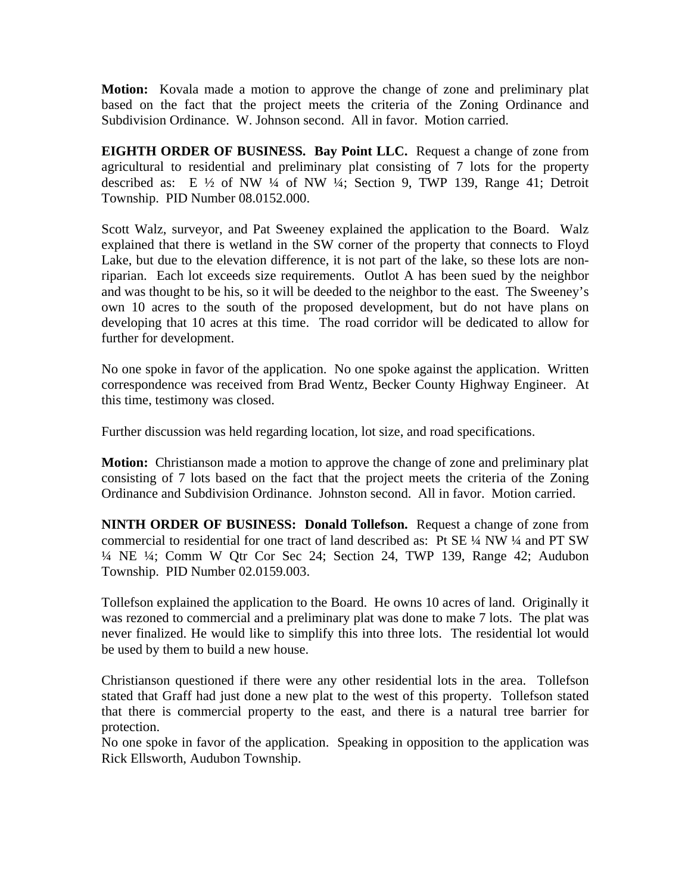**Motion:** Kovala made a motion to approve the change of zone and preliminary plat based on the fact that the project meets the criteria of the Zoning Ordinance and Subdivision Ordinance. W. Johnson second. All in favor. Motion carried.

**EIGHTH ORDER OF BUSINESS. Bay Point LLC.** Request a change of zone from agricultural to residential and preliminary plat consisting of 7 lots for the property described as: E ½ of NW ¼ of NW ¼; Section 9, TWP 139, Range 41; Detroit Township. PID Number 08.0152.000.

Scott Walz, surveyor, and Pat Sweeney explained the application to the Board. Walz explained that there is wetland in the SW corner of the property that connects to Floyd Lake, but due to the elevation difference, it is not part of the lake, so these lots are non-riparian. Each lot exceeds size requirements. Outlot A has been sued by the neighbor and was thought to be his, so it will be deeded to the neighbor to the east. The Sweeney's own 10 acres to the south of the proposed development, but do not have plans on developing that 10 acres at this time. The road corridor will be dedicated to allow for further for development.

No one spoke in favor of the application. No one spoke against the application. Written correspondence was received from Brad Wentz, Becker County Highway Engineer. At this time, testimony was closed.

Further discussion was held regarding location, lot size, and road specifications.

**Motion:** Christianson made a motion to approve the change of zone and preliminary plat consisting of 7 lots based on the fact that the project meets the criteria of the Zoning Ordinance and Subdivision Ordinance. Johnston second. All in favor. Motion carried.

**NINTH ORDER OF BUSINESS: Donald Tollefson.** Request a change of zone from commercial to residential for one tract of land described as: Pt SE ¼ NW ¼ and PT SW ¼ NE ¼; Comm W Qtr Cor Sec 24; Section 24, TWP 139, Range 42; Audubon Township. PID Number 02.0159.003.

Tollefson explained the application to the Board. He owns 10 acres of land. Originally it was rezoned to commercial and a preliminary plat was done to make 7 lots. The plat was never finalized. He would like to simplify this into three lots. The residential lot would be used by them to build a new house.

Christianson questioned if there were any other residential lots in the area. Tollefson stated that Graff had just done a new plat to the west of this property. Tollefson stated that there is commercial property to the east, and there is a natural tree barrier for protection.

No one spoke in favor of the application. Speaking in opposition to the application was Rick Ellsworth, Audubon Township.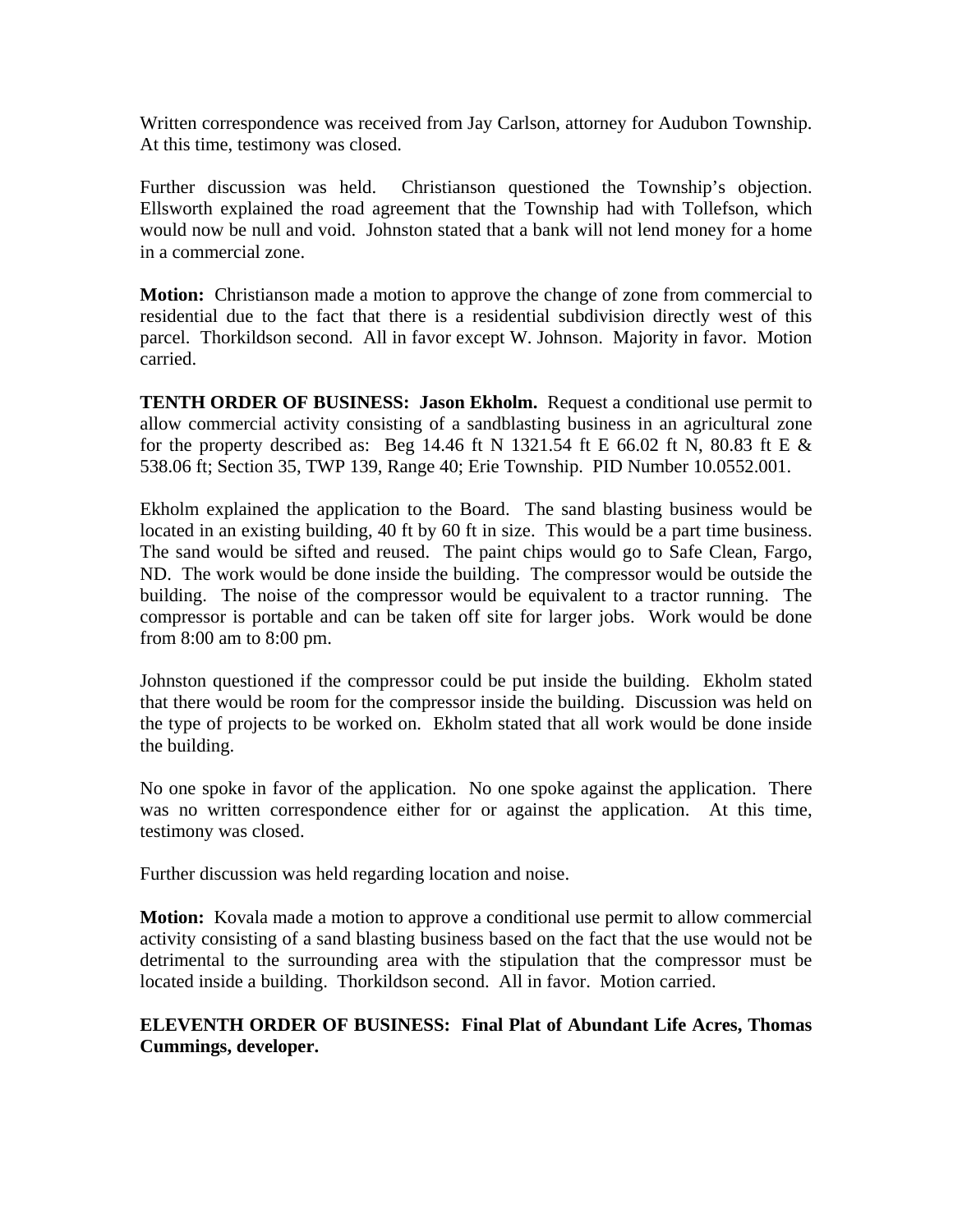Written correspondence was received from Jay Carlson, attorney for Audubon Township. At this time, testimony was closed.

Further discussion was held. Christianson questioned the Township's objection. Ellsworth explained the road agreement that the Township had with Tollefson, which would now be null and void. Johnston stated that a bank will not lend money for a home in a commercial zone.

**Motion:** Christianson made a motion to approve the change of zone from commercial to residential due to the fact that there is a residential subdivision directly west of this parcel. Thorkildson second. All in favor except W. Johnson. Majority in favor. Motion carried.

**TENTH ORDER OF BUSINESS: Jason Ekholm.** Request a conditional use permit to allow commercial activity consisting of a sandblasting business in an agricultural zone for the property described as: Beg 14.46 ft N 1321.54 ft E 66.02 ft N, 80.83 ft E & 538.06 ft; Section 35, TWP 139, Range 40; Erie Township. PID Number 10.0552.001.

Ekholm explained the application to the Board. The sand blasting business would be located in an existing building, 40 ft by 60 ft in size. This would be a part time business. The sand would be sifted and reused. The paint chips would go to Safe Clean, Fargo, ND. The work would be done inside the building. The compressor would be outside the building. The noise of the compressor would be equivalent to a tractor running. The compressor is portable and can be taken off site for larger jobs. Work would be done from 8:00 am to 8:00 pm.

Johnston questioned if the compressor could be put inside the building. Ekholm stated that there would be room for the compressor inside the building. Discussion was held on the type of projects to be worked on. Ekholm stated that all work would be done inside the building.

No one spoke in favor of the application. No one spoke against the application. There was no written correspondence either for or against the application. At this time, testimony was closed.

Further discussion was held regarding location and noise.

**Motion:** Kovala made a motion to approve a conditional use permit to allow commercial activity consisting of a sand blasting business based on the fact that the use would not be detrimental to the surrounding area with the stipulation that the compressor must be located inside a building. Thorkildson second. All in favor. Motion carried.

**ELEVENTH ORDER OF BUSINESS: Final Plat of Abundant Life Acres, Thomas Cummings, developer.**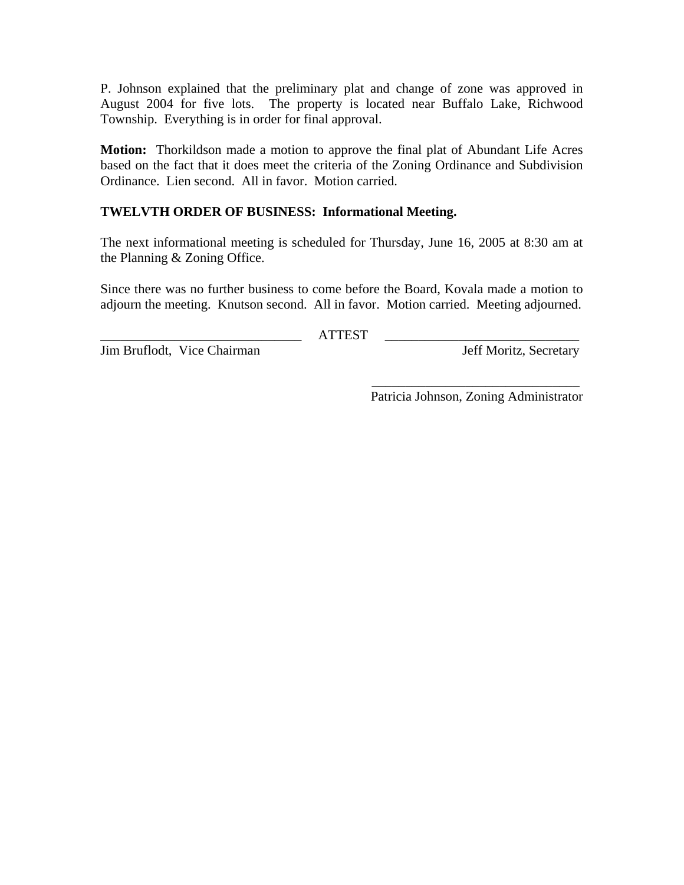P. Johnson explained that the preliminary plat and change of zone was approved in August 2004 for five lots. The property is located near Buffalo Lake, Richwood Township. Everything is in order for final approval.

**Motion:** Thorkildson made a motion to approve the final plat of Abundant Life Acres based on the fact that it does meet the criteria of the Zoning Ordinance and Subdivision Ordinance. Lien second. All in favor. Motion carried.

**TWELVTH ORDER OF BUSINESS: Informational Meeting.**

The next informational meeting is scheduled for Thursday, June 16, 2005 at 8:30 am at the Planning & Zoning Office.

Since there was no further business to come before the Board, Kovala made a motion to adjourn the meeting. Knutson second. All in favor. Motion carried. Meeting adjourned.

_______________________________ ATTEST _______________________________

Jim Bruflodt, Vice Chairman Jeff Moritz, Secretary

_______________________________

Patricia Johnson, Zoning Administrator